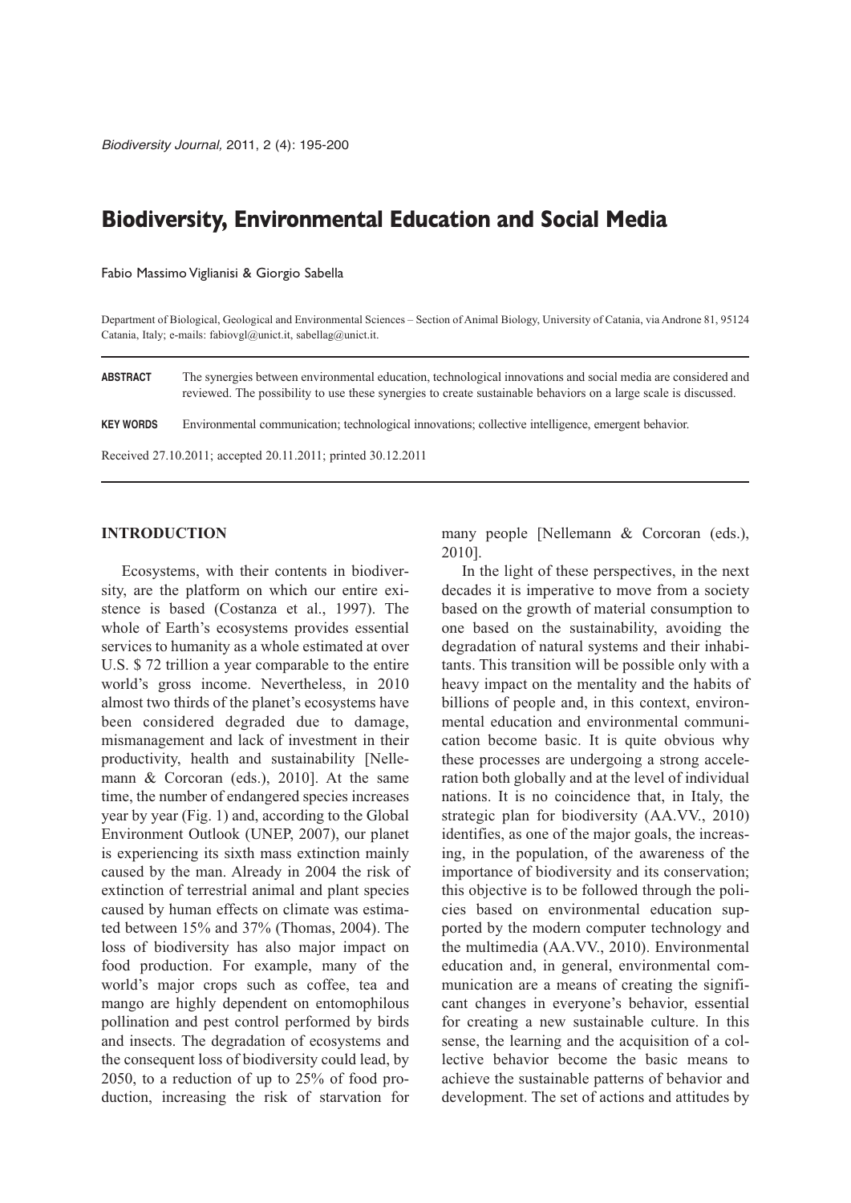# Biodiversity, Environmental Education and Social Media

Fabio Massimo Viglianisi & Giorgio Sabella

Department of Biological, Geological and Environmental Sciences – Section of Animal Biology, University of Catania, via Androne 81, 95124 Catania, Italy; e-mails: fabiovgl@unict.it, sabellag@unict.it.

**ABSTRACT** The synergies between environmental education, technological innovations and social media are considered and reviewed. The possibility to use these synergies to create sustainable behaviors on a large scale is discussed.

**KEY WORDS** Environmental communication; technological innovations; collective intelligence, emergent behavior.

Received 27.10.2011; accepted 20.11.2011; printed 30.12.2011

## INTRODUCTION

Ecosystems, with their contents in biodiversity, are the platform on which our entire existence is based (Costanza et al., 1997). The whole of Earth's ecosystems provides essential services to humanity as a whole estimated at over U.S. $ 72 trillion a year comparable to the entire world's gross income. Nevertheless, in 2010 almost two thirds of the planet's ecosystems have been considered degraded due to damage, mismanagement and lack of investment in their productivity, health and sustainability [Nellemann & Corcoran (eds.), 2010]. At the same time, the number of endangered species increases year by year (Fig. 1) and, according to the Global Environment Outlook (UNEP, 2007), our planet is experiencing its sixth mass extinction mainly caused by the man. Already in 2004 the risk of extinction of terrestrial animal and plant species caused by human effects on climate was estimated between 15% and 37% (Thomas, 2004). The loss of biodiversity has also major impact on food production. For example, many of the world's major crops such as coffee, tea and mango are highly dependent on entomophilous pollination and pest control performed by birds and insects. The degradation of ecosystems and the consequent loss of biodiversity could lead, by 2050, to a reduction of up to 25% of food production, increasing the risk of starvation for many people [Nellemann & Corcoran (eds.), 2010].

In the light of these perspectives, in the next decades it is imperative to move from a society based on the growth of material consumption to one based on the sustainability, avoiding the degradation of natural systems and their inhabitants. This transition will be possible only with a heavy impact on the mentality and the habits of billions of people and, in this context, environmental education and environmental communication become basic. It is quite obvious why these processes are undergoing a strong acceleration both globally and at the level of individual nations. It is no coincidence that, in Italy, the strategic plan for biodiversity (AA.VV., 2010) identifies, as one of the major goals, the increasing, in the population, of the awareness of the importance of biodiversity and its conservation; this objective is to be followed through the policies based on environmental education supported by the modern computer technology and the multimedia (AA.VV., 2010). Environmental education and, in general, environmental communication are a means of creating the significant changes in everyone's behavior, essential for creating a new sustainable culture. In this sense, the learning and the acquisition of a collective behavior become the basic means to achieve the sustainable patterns of behavior and development. The set of actions and attitudes by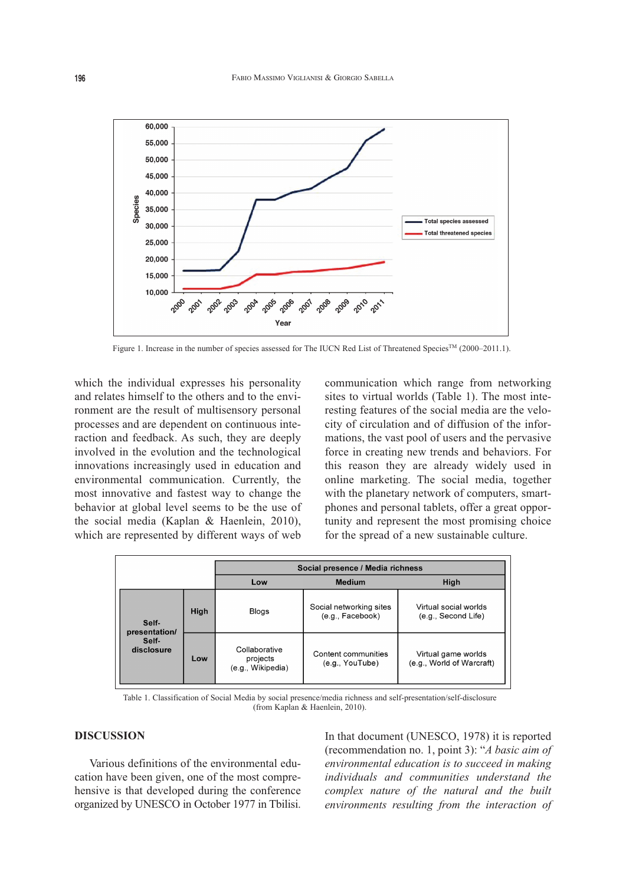Figure 1. Increase in the number of species assessed for The IUCN Red List of Threatened Species™ (2000–2011.1).

which the individual expresses his personality and relates himself to the others and to the environment are the result of multisensory personal processes and are dependent on continuous interaction and feedback. As such, they are deeply involved in the evolution and the technological innovations increasingly used in education and environmental communication. Currently, the most innovative and fastest way to change the behavior at global level seems to be the use of the social media (Kaplan & Haenlein, 2010), which are represented by different ways of web communication which range from networking sites to virtual worlds (Table 1). The most interesting features of the social media are the velocity of circulation and of diffusion of the informations, the vast pool of users and the pervasive force in creating new trends and behaviors. For this reason they are already widely used in online marketing. The social media, together with the planetary network of computers, smartphones and personal tablets, offer a great opportunity and represent the most promising choice for the spread of a new sustainable culture.

| | | Social presence / Media richness | | |
|---|---|---|---|---|
| | | Low | Medium | High |
| Self-presentation/ Self-disclosure | High | Blogs | Social networking sites (e.g., Facebook) | Virtual social worlds (e.g., Second Life) |
| | Low | Collaborative projects (e.g., Wikipedia) | Content communities (e.g., YouTube) | Virtual game worlds (e.g., World of Warcraft) |

Table 1. Classification of Social Media by social presence/media richness and self-presentation/self-disclosure (from Kaplan & Haenlein, 2010).

## DISCUSSION

Various definitions of the environmental education have been given, one of the most comprehensive is that developed during the conference organized by UNESCO in October 1977 in Tbilisi. In that document (UNESCO, 1978) it is reported (recommendation no. 1, point 3): "*A basic aim of environmental education is to succeed in making individuals and communities understand the complex nature of the natural and the built environments resulting from the interaction of*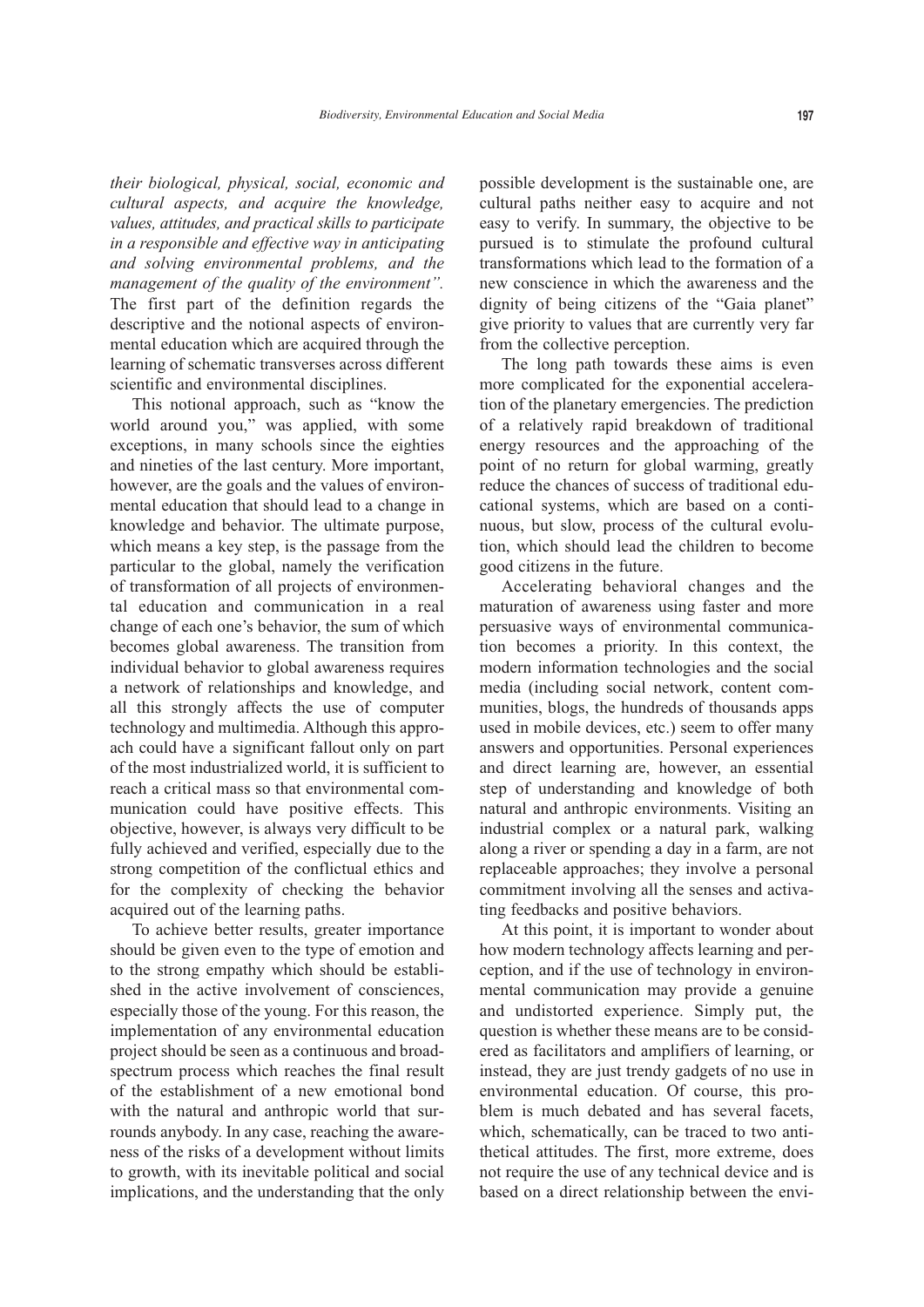*their biological, physical, social, economic and cultural aspects, and acquire the knowledge, values, attitudes, and practical skills to participate in a responsible and effective way in anticipating and solving environmental problems, and the management of the quality of the environment".* The first part of the definition regards the descriptive and the notional aspects of environmental education which are acquired through the learning of schematic transverses across different scientific and environmental disciplines.

This notional approach, such as "know the world around you," was applied, with some exceptions, in many schools since the eighties and nineties of the last century. More important, however, are the goals and the values of environmental education that should lead to a change in knowledge and behavior. The ultimate purpose, which means a key step, is the passage from the particular to the global, namely the verification of transformation of all projects of environmental education and communication in a real change of each one's behavior, the sum of which becomes global awareness. The transition from individual behavior to global awareness requires a network of relationships and knowledge, and all this strongly affects the use of computer technology and multimedia. Although this approach could have a significant fallout only on part of the most industrialized world, it is sufficient to reach a critical mass so that environmental communication could have positive effects. This objective, however, is always very difficult to be fully achieved and verified, especially due to the strong competition of the conflictual ethics and for the complexity of checking the behavior acquired out of the learning paths.

To achieve better results, greater importance should be given even to the type of emotion and to the strong empathy which should be established in the active involvement of consciences, especially those of the young. For this reason, the implementation of any environmental education project should be seen as a continuous and broad-spectrum process which reaches the final result of the establishment of a new emotional bond with the natural and anthropic world that surrounds anybody. In any case, reaching the awareness of the risks of a development without limits to growth, with its inevitable political and social implications, and the understanding that the only possible development is the sustainable one, are cultural paths neither easy to acquire and not easy to verify. In summary, the objective to be pursued is to stimulate the profound cultural transformations which lead to the formation of a new conscience in which the awareness and the dignity of being citizens of the "Gaia planet" give priority to values that are currently very far from the collective perception.

The long path towards these aims is even more complicated for the exponential acceleration of the planetary emergencies. The prediction of a relatively rapid breakdown of traditional energy resources and the approaching of the point of no return for global warming, greatly reduce the chances of success of traditional educational systems, which are based on a continuous, but slow, process of the cultural evolution, which should lead the children to become good citizens in the future.

Accelerating behavioral changes and the maturation of awareness using faster and more persuasive ways of environmental communication becomes a priority. In this context, the modern information technologies and the social media (including social network, content communities, blogs, the hundreds of thousands apps used in mobile devices, etc.) seem to offer many answers and opportunities. Personal experiences and direct learning are, however, an essential step of understanding and knowledge of both natural and anthropic environments. Visiting an industrial complex or a natural park, walking along a river or spending a day in a farm, are not replaceable approaches; they involve a personal commitment involving all the senses and activating feedbacks and positive behaviors.

At this point, it is important to wonder about how modern technology affects learning and perception, and if the use of technology in environmental communication may provide a genuine and undistorted experience. Simply put, the question is whether these means are to be considered as facilitators and amplifiers of learning, or instead, they are just trendy gadgets of no use in environmental education. Of course, this problem is much debated and has several facets, which, schematically, can be traced to two antithetical attitudes. The first, more extreme, does not require the use of any technical device and is based on a direct relationship between the envi-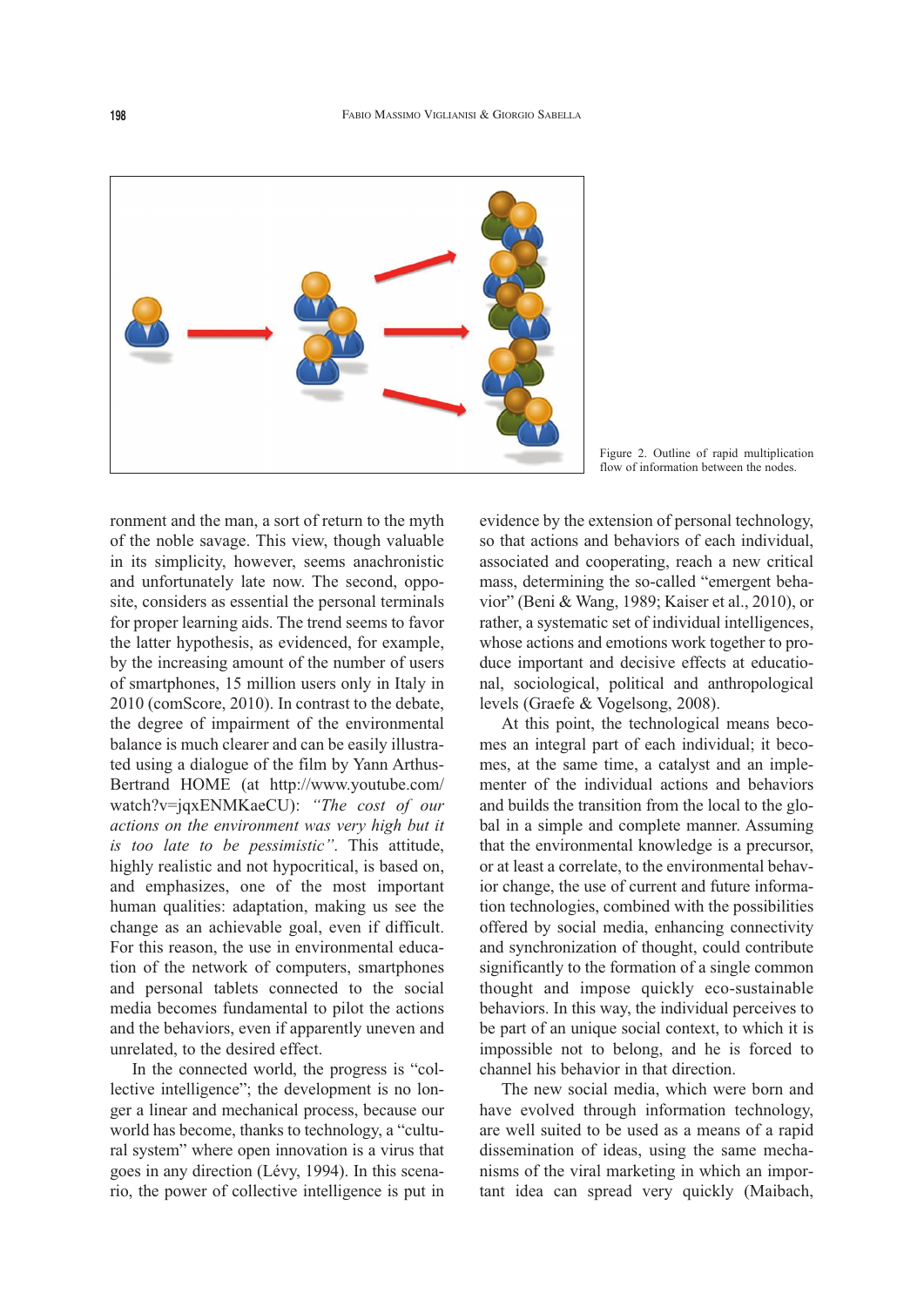Figure 2. Outline of rapid multiplication flow of information between the nodes.

ronment and the man, a sort of return to the myth of the noble savage. This view, though valuable in its simplicity, however, seems anachronistic and unfortunately late now. The second, opposite, considers as essential the personal terminals for proper learning aids. The trend seems to favor the latter hypothesis, as evidenced, for example, by the increasing amount of the number of users of smartphones, 15 million users only in Italy in 2010 (comScore, 2010). In contrast to the debate, the degree of impairment of the environmental balance is much clearer and can be easily illustrated using a dialogue of the film by Yann Arthus-Bertrand HOME (at http://www.youtube.com/watch?v=jqxENMKaeCU): *"The cost of our actions on the environment was very high but it is too late to be pessimistic"*. This attitude, highly realistic and not hypocritical, is based on, and emphasizes, one of the most important human qualities: adaptation, making us see the change as an achievable goal, even if difficult. For this reason, the use in environmental education of the network of computers, smartphones and personal tablets connected to the social media becomes fundamental to pilot the actions and the behaviors, even if apparently uneven and unrelated, to the desired effect.

In the connected world, the progress is "collective intelligence"; the development is no longer a linear and mechanical process, because our world has become, thanks to technology, a "cultural system" where open innovation is a virus that goes in any direction (Lévy, 1994). In this scenario, the power of collective intelligence is put in evidence by the extension of personal technology, so that actions and behaviors of each individual, associated and cooperating, reach a new critical mass, determining the so-called "emergent behavior" (Beni & Wang, 1989; Kaiser et al., 2010), or rather, a systematic set of individual intelligences, whose actions and emotions work together to produce important and decisive effects at educational, sociological, political and anthropological levels (Graefe & Vogelsong, 2008).

At this point, the technological means becomes an integral part of each individual; it becomes, at the same time, a catalyst and an implementer of the individual actions and behaviors and builds the transition from the local to the global in a simple and complete manner. Assuming that the environmental knowledge is a precursor, or at least a correlate, to the environmental behavior change, the use of current and future information technologies, combined with the possibilities offered by social media, enhancing connectivity and synchronization of thought, could contribute significantly to the formation of a single common thought and impose quickly eco-sustainable behaviors. In this way, the individual perceives to be part of an unique social context, to which it is impossible not to belong, and he is forced to channel his behavior in that direction.

The new social media, which were born and have evolved through information technology, are well suited to be used as a means of a rapid dissemination of ideas, using the same mechanisms of the viral marketing in which an important idea can spread very quickly (Maibach,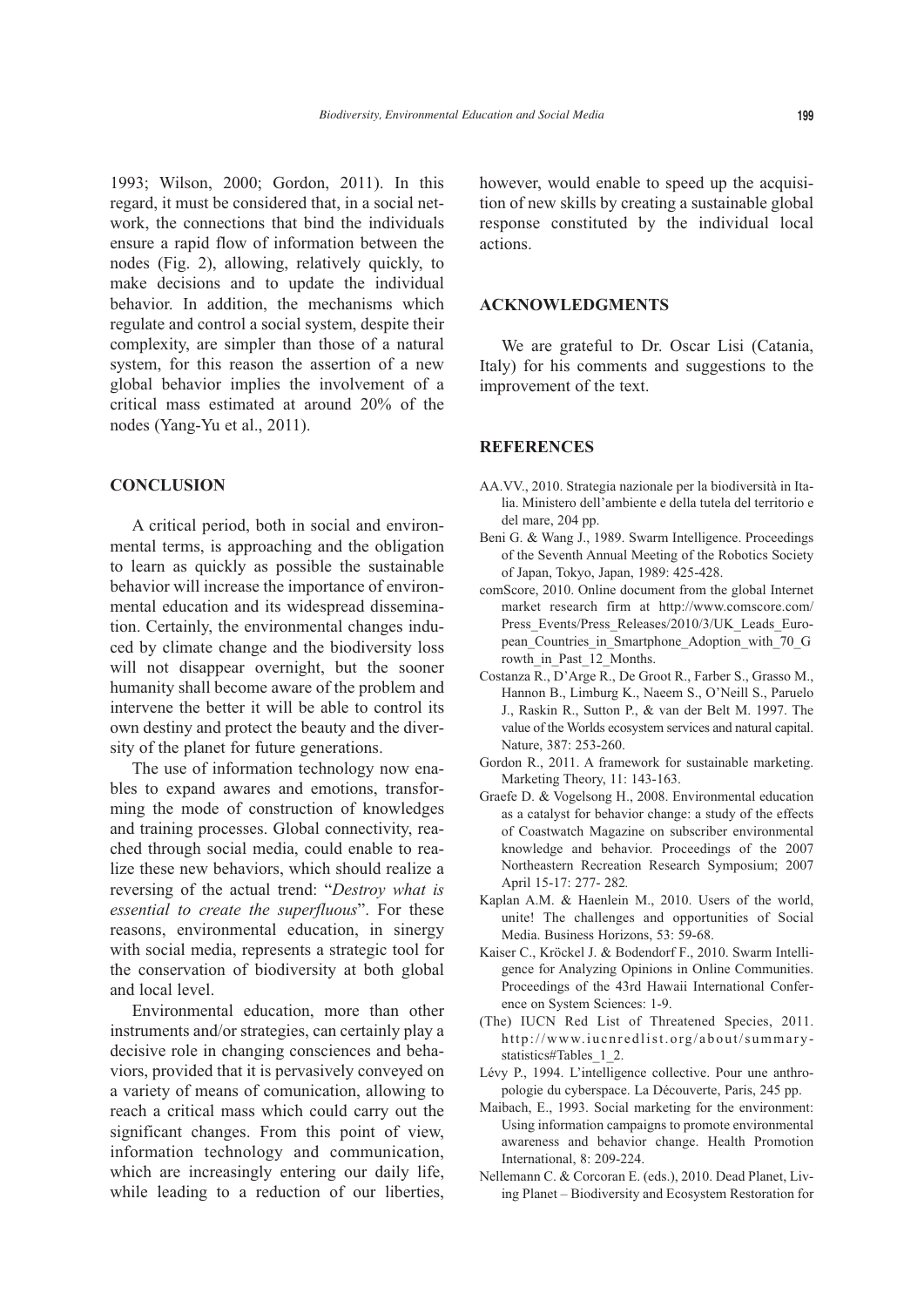1993; Wilson, 2000; Gordon, 2011). In this regard, it must be considered that, in a social network, the connections that bind the individuals ensure a rapid flow of information between the nodes (Fig. 2), allowing, relatively quickly, to make decisions and to update the individual behavior. In addition, the mechanisms which regulate and control a social system, despite their complexity, are simpler than those of a natural system, for this reason the assertion of a new global behavior implies the involvement of a critical mass estimated at around 20% of the nodes (Yang-Yu et al., 2011).

## CONCLUSION

A critical period, both in social and environmental terms, is approaching and the obligation to learn as quickly as possible the sustainable behavior will increase the importance of environmental education and its widespread dissemination. Certainly, the environmental changes induced by climate change and the biodiversity loss will not disappear overnight, but the sooner humanity shall become aware of the problem and intervene the better it will be able to control its own destiny and protect the beauty and the diversity of the planet for future generations.

The use of information technology now enables to expand awares and emotions, transforming the mode of construction of knowledges and training processes. Global connectivity, reached through social media, could enable to realize these new behaviors, which should realize a reversing of the actual trend: "*Destroy what is essential to create the superfluous*". For these reasons, environmental education, in synergy with social media, represents a strategic tool for the conservation of biodiversity at both global and local level.

Environmental education, more than other instruments and/or strategies, can certainly play a decisive role in changing consciences and behaviors, provided that it is pervasively conveyed on a variety of means of comunication, allowing to reach a critical mass which could carry out the significant changes. From this point of view, information technology and communication, which are increasingly entering our daily life, while leading to a reduction of our liberties, however, would enable to speed up the acquisition of new skills by creating a sustainable global response constituted by the individual local actions.

## ACKNOWLEDGMENTS

We are grateful to Dr. Oscar Lisi (Catania, Italy) for his comments and suggestions to the improvement of the text.

## REFERENCES

AA.VV., 2010. Strategia nazionale per la biodiversità in Italia. Ministero dell'ambiente e della tutela del territorio e del mare, 204 pp.

Beni G. & Wang J., 1989. Swarm Intelligence. Proceedings of the Seventh Annual Meeting of the Robotics Society of Japan, Tokyo, Japan, 1989: 425-428.

comScore, 2010. Online document from the global Internet market research firm at http://www.comscore.com/Press_Events/Press_Releases/2010/3/UK_Leads_European_Countries_in_Smartphone_Adoption_with_70_Growth_in_Past_12_Months.

Costanza R., D'Arge R., De Groot R., Farber S., Grasso M., Hannon B., Limburg K., Naeem S., O'Neill S., Paruelo J., Raskin R., Sutton P., & van der Belt M. 1997. The value of the Worlds ecosystem services and natural capital. Nature, 387: 253-260.

Gordon R., 2011. A framework for sustainable marketing. Marketing Theory, 11: 143-163.

Graefe D. & Vogelsong H., 2008. Environmental education as a catalyst for behavior change: a study of the effects of Coastwatch Magazine on subscriber environmental knowledge and behavior. Proceedings of the 2007 Northeastern Recreation Research Symposium; 2007 April 15-17: 277- 282.

Kaplan A.M. & Haenlein M., 2010. Users of the world, unite! The challenges and opportunities of Social Media. Business Horizons, 53: 59-68.

Kaiser C., Kröckel J. & Bodendorf F., 2010. Swarm Intelligence for Analyzing Opinions in Online Communities. Proceedings of the 43rd Hawaii International Conference on System Sciences: 1-9.

(The) IUCN Red List of Threatened Species, 2011. http://www.iucnredlist.org/about/summary-statistics#Tables_1_2.

Lévy P., 1994. L'intelligence collective. Pour une anthropologie du cyberspace. La Découverte, Paris, 245 pp.

Maibach, E., 1993. Social marketing for the environment: Using information campaigns to promote environmental awareness and behavior change. Health Promotion International, 8: 209-224.

Nellemann C. & Corcoran E. (eds.), 2010. Dead Planet, Living Planet – Biodiversity and Ecosystem Restoration for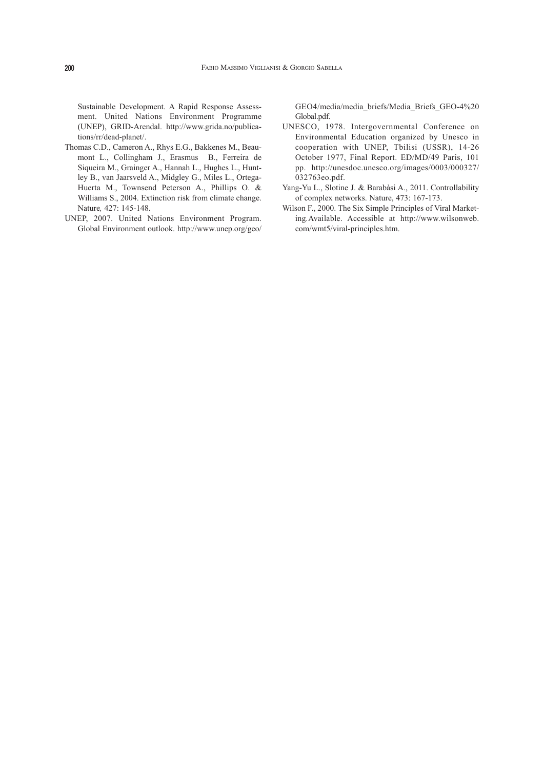Sustainable Development. A Rapid Response Assessment. United Nations Environment Programme (UNEP), GRID-Arendal. http://www.grida.no/publications/rr/dead-planet/.

Thomas C.D., Cameron A., Rhys E.G., Bakkenes M., Beaumont L., Collingham J., Erasmus B., Ferreira de Siqueira M., Grainger A., Hannah L., Hughes L., Huntley B., van Jaarsveld A., Midgley G., Miles L., Ortega-Huerta M., Townsend Peterson A., Phillips O. & Williams S., 2004. Extinction risk from climate change. *Nature,* 427: 145-148.

UNEP, 2007. United Nations Environment Program. Global Environment outlook. http://www.unep.org/geo/GEO4/media/media_briefs/Media_Briefs_GEO-4%20Global.pdf.

UNESCO, 1978. Intergovernmental Conference on Environmental Education organized by Unesco in cooperation with UNEP, Tbilisi (USSR), 14-26 October 1977, Final Report. ED/MD/49 Paris, 101 pp. http://unesdoc.unesco.org/images/0003/000327/032763eo.pdf.

Yang-Yu L., Slotine J. & Barabàsi A., 2011. Controllability of complex networks. Nature, 473: 167-173.

Wilson F., 2000. The Six Simple Principles of Viral Marketing. Available. Accessible at http://www.wilsonweb.com/wmt5/viral-principles.htm.